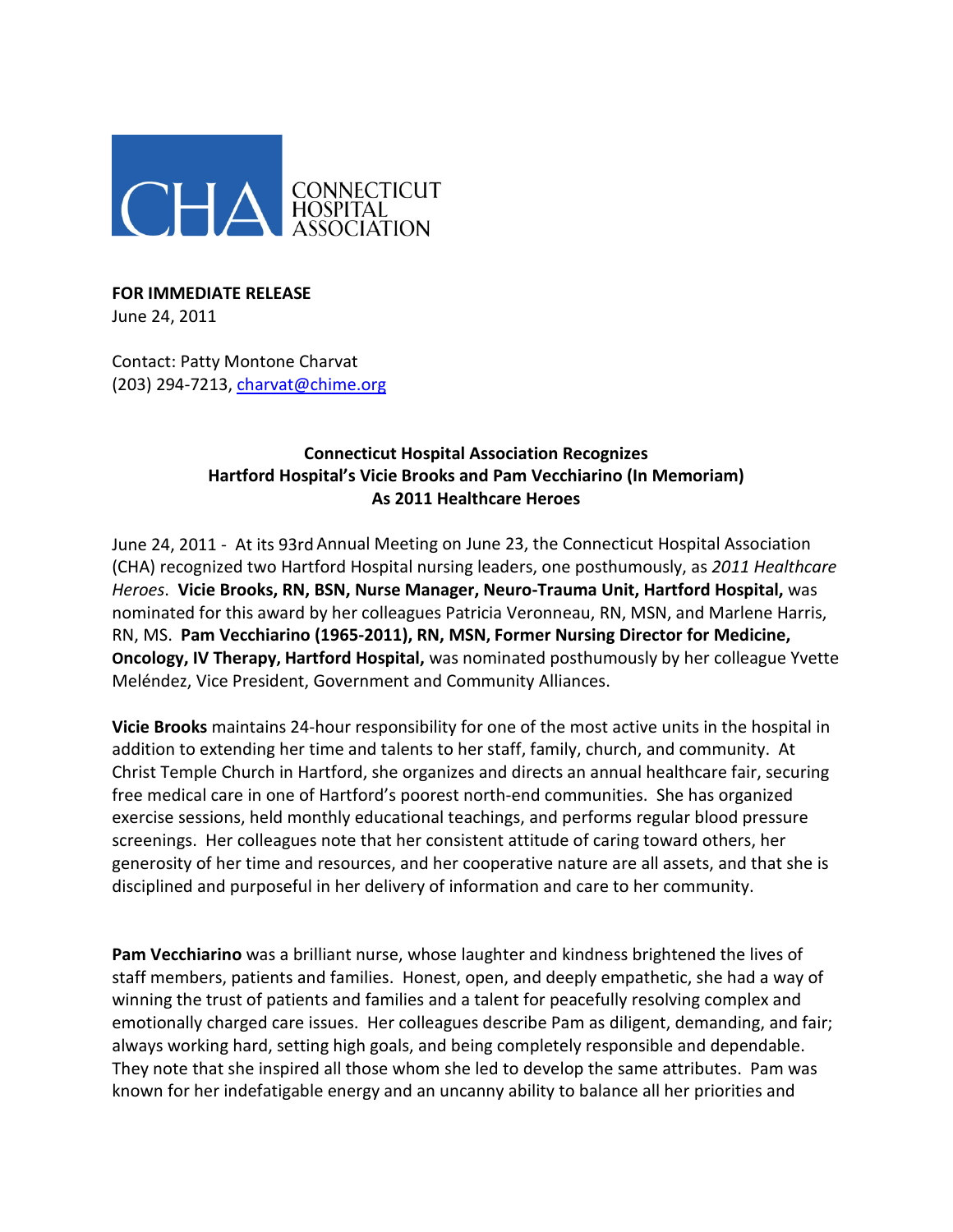CONNECTICUT HOSPITAL ASSOCIATION

**FOR IMMEDIATE RELEASE**
June 24, 2011

Contact: Patty Montone Charvat
(203) 294-7213, charvat@chime.org

**Connecticut Hospital Association Recognizes**
**Hartford Hospital's Vicie Brooks and Pam Vecchiarino (In Memoriam)**
**As 2011 Healthcare Heroes**

June 24, 2011 - At its 93rd Annual Meeting on June 23, the Connecticut Hospital Association (CHA) recognized two Hartford Hospital nursing leaders, one posthumously, as *2011 Healthcare Heroes*. **Vicie Brooks, RN, BSN, Nurse Manager, Neuro-Trauma Unit, Hartford Hospital,** was nominated for this award by her colleagues Patricia Veronneau, RN, MSN, and Marlene Harris, RN, MS. **Pam Vecchiarino (1965-2011), RN, MSN, Former Nursing Director for Medicine, Oncology, IV Therapy, Hartford Hospital,** was nominated posthumously by her colleague Yvette Meléndez, Vice President, Government and Community Alliances.

**Vicie Brooks** maintains 24-hour responsibility for one of the most active units in the hospital in addition to extending her time and talents to her staff, family, church, and community. At Christ Temple Church in Hartford, she organizes and directs an annual healthcare fair, securing free medical care in one of Hartford's poorest north-end communities. She has organized exercise sessions, held monthly educational teachings, and performs regular blood pressure screenings. Her colleagues note that her consistent attitude of caring toward others, her generosity of her time and resources, and her cooperative nature are all assets, and that she is disciplined and purposeful in her delivery of information and care to her community.

**Pam Vecchiarino** was a brilliant nurse, whose laughter and kindness brightened the lives of staff members, patients and families. Honest, open, and deeply empathetic, she had a way of winning the trust of patients and families and a talent for peacefully resolving complex and emotionally charged care issues. Her colleagues describe Pam as diligent, demanding, and fair; always working hard, setting high goals, and being completely responsible and dependable. They note that she inspired all those whom she led to develop the same attributes. Pam was known for her indefatigable energy and an uncanny ability to balance all her priorities and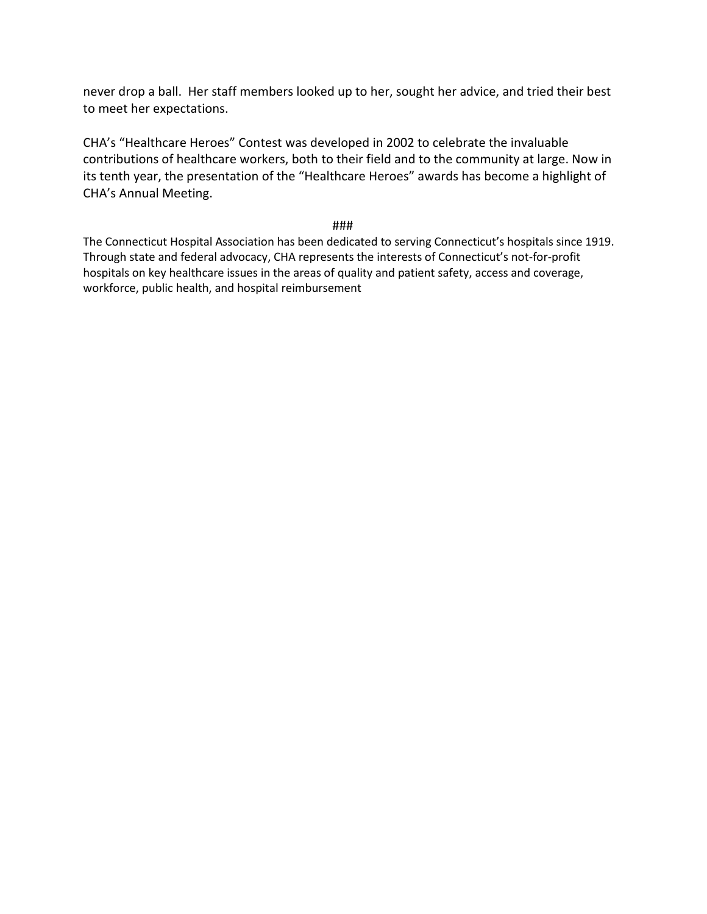never drop a ball. Her staff members looked up to her, sought her advice, and tried their best to meet her expectations.

CHA's "Healthcare Heroes" Contest was developed in 2002 to celebrate the invaluable contributions of healthcare workers, both to their field and to the community at large. Now in its tenth year, the presentation of the "Healthcare Heroes" awards has become a highlight of CHA's Annual Meeting.

###

The Connecticut Hospital Association has been dedicated to serving Connecticut's hospitals since 1919. Through state and federal advocacy, CHA represents the interests of Connecticut's not-for-profit hospitals on key healthcare issues in the areas of quality and patient safety, access and coverage, workforce, public health, and hospital reimbursement